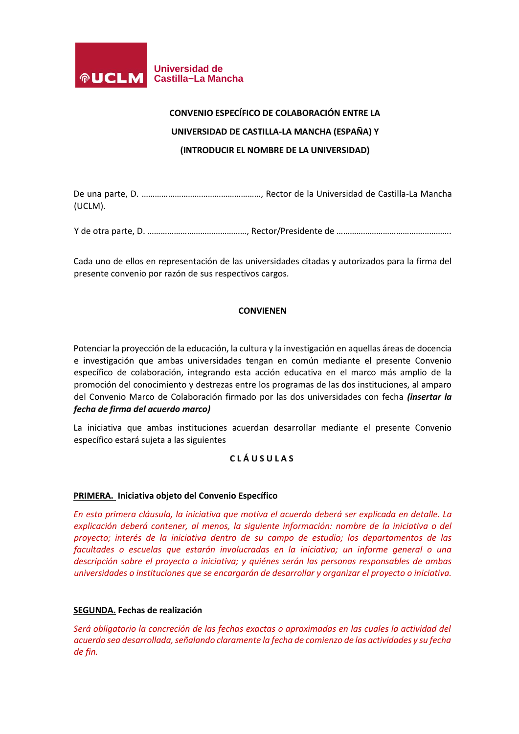Universidad de Castilla~La Mancha

**CONVENIO ESPECÍFICO DE COLABORACIÓN ENTRE LA UNIVERSIDAD DE CASTILLA-LA MANCHA (ESPAÑA) Y (INTRODUCIR EL NOMBRE DE LA UNIVERSIDAD)**

De una parte, D. ………………………………………………, Rector de la Universidad de Castilla-La Mancha (UCLM).

Y de otra parte, D. ……………………………………, Rector/Presidente de …………………………………………….

Cada uno de ellos en representación de las universidades citadas y autorizados para la firma del presente convenio por razón de sus respectivos cargos.

**CONVIENEN**

Potenciar la proyección de la educación, la cultura y la investigación en aquellas áreas de docencia e investigación que ambas universidades tengan en común mediante el presente Convenio específico de colaboración, integrando esta acción educativa en el marco más amplio de la promoción del conocimiento y destrezas entre los programas de las dos instituciones, al amparo del Convenio Marco de Colaboración firmado por las dos universidades con fecha ***(insertar la fecha de firma del acuerdo marco)***

La iniciativa que ambas instituciones acuerdan desarrollar mediante el presente Convenio específico estará sujeta a las siguientes

**C L Á U S U L A S**

**PRIMERA. Iniciativa objeto del Convenio Específico**

*En esta primera cláusula, la iniciativa que motiva el acuerdo deberá ser explicada en detalle. La explicación deberá contener, al menos, la siguiente información: nombre de la iniciativa o del proyecto; interés de la iniciativa dentro de su campo de estudio; los departamentos de las facultades o escuelas que estarán involucradas en la iniciativa; un informe general o una descripción sobre el proyecto o iniciativa; y quiénes serán las personas responsables de ambas universidades o instituciones que se encargarán de desarrollar y organizar el proyecto o iniciativa.*

**SEGUNDA. Fechas de realización**

*Será obligatorio la concreción de las fechas exactas o aproximadas en las cuales la actividad del acuerdo sea desarrollada, señalando claramente la fecha de comienzo de las actividades y su fecha de fin.*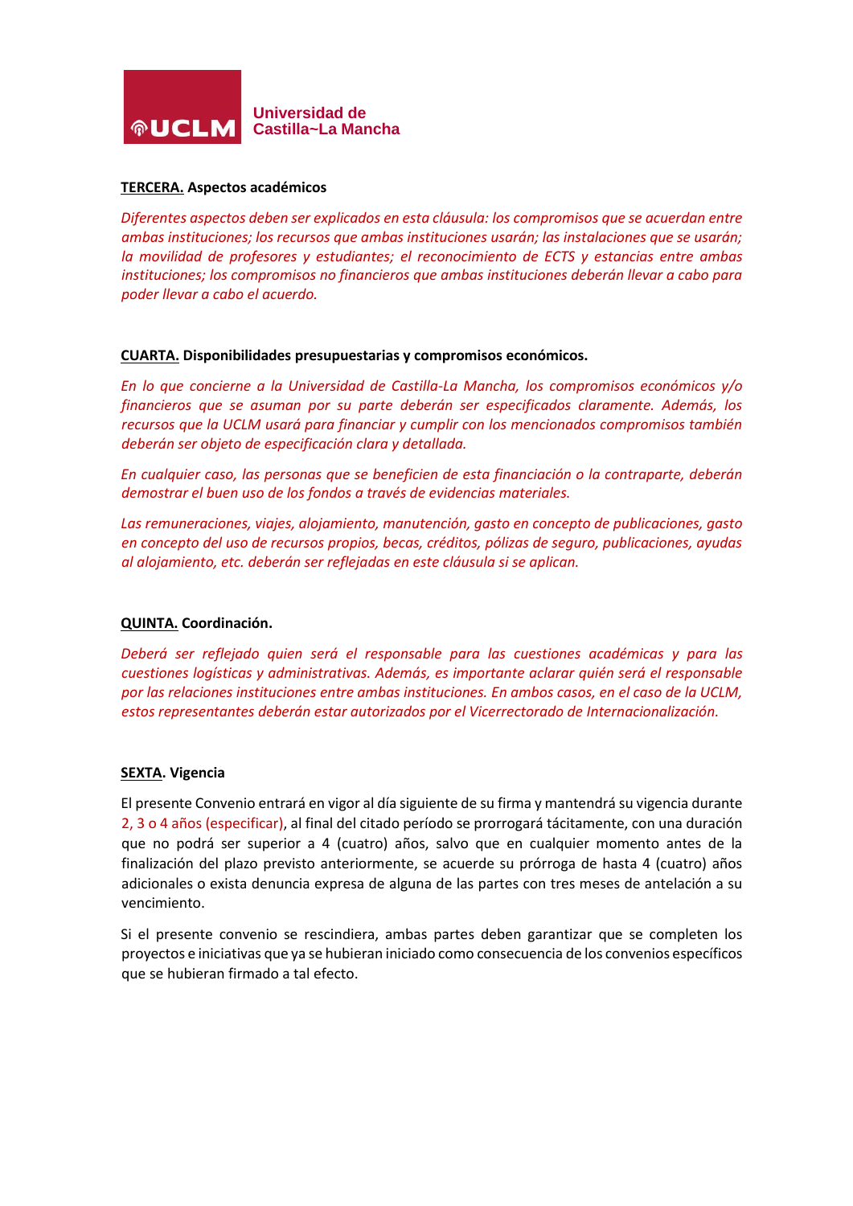**TERCERA.** **Aspectos académicos**

*Diferentes aspectos deben ser explicados en esta cláusula: los compromisos que se acuerdan entre ambas instituciones; los recursos que ambas instituciones usarán; las instalaciones que se usarán; la movilidad de profesores y estudiantes; el reconocimiento de ECTS y estancias entre ambas instituciones; los compromisos no financieros que ambas instituciones deberán llevar a cabo para poder llevar a cabo el acuerdo.*

**CUARTA.** **Disponibilidades presupuestarias y compromisos económicos.**

*En lo que concierne a la Universidad de Castilla-La Mancha, los compromisos económicos y/o financieros que se asuman por su parte deberán ser especificados claramente. Además, los recursos que la UCLM usará para financiar y cumplir con los mencionados compromisos también deberán ser objeto de especificación clara y detallada.*

*En cualquier caso, las personas que se beneficien de esta financiación o la contraparte, deberán demostrar el buen uso de los fondos a través de evidencias materiales.*

*Las remuneraciones, viajes, alojamiento, manutención, gasto en concepto de publicaciones, gasto en concepto del uso de recursos propios, becas, créditos, pólizas de seguro, publicaciones, ayudas al alojamiento, etc. deberán ser reflejadas en este cláusula si se aplican.*

**QUINTA.** **Coordinación.**

*Deberá ser reflejado quien será el responsable para las cuestiones académicas y para las cuestiones logísticas y administrativas. Además, es importante aclarar quién será el responsable por las relaciones instituciones entre ambas instituciones. En ambos casos, en el caso de la UCLM, estos representantes deberán estar autorizados por el Vicerrectorado de Internacionalización.*

**SEXTA. Vigencia**

El presente Convenio entrará en vigor al día siguiente de su firma y mantendrá su vigencia durante 2, 3 o 4 años (especificar), al final del citado período se prorrogará tácitamente, con una duración que no podrá ser superior a 4 (cuatro) años, salvo que en cualquier momento antes de la finalización del plazo previsto anteriormente, se acuerde su prórroga de hasta 4 (cuatro) años adicionales o exista denuncia expresa de alguna de las partes con tres meses de antelación a su vencimiento.

Si el presente convenio se rescindiera, ambas partes deben garantizar que se completen los proyectos e iniciativas que ya se hubieran iniciado como consecuencia de los convenios específicos que se hubieran firmado a tal efecto.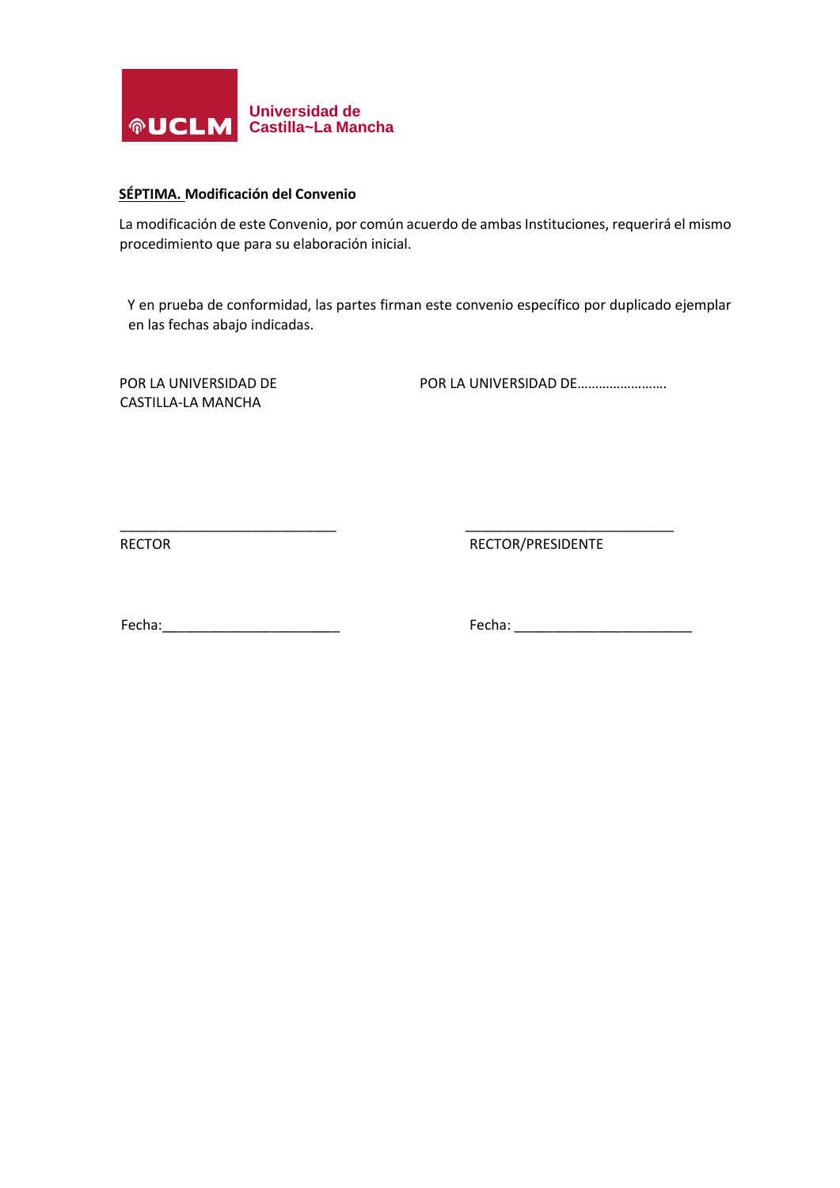**SÉPTIMA. Modificación del Convenio**

La modificación de este Convenio, por común acuerdo de ambas Instituciones, requerirá el mismo procedimiento que para su elaboración inicial.

Y en prueba de conformidad, las partes firman este convenio específico por duplicado ejemplar en las fechas abajo indicadas.

| POR LA UNIVERSIDAD DE CASTILLA-LA MANCHA | POR LA UNIVERSIDAD DE……………………. |
|---|---|
| ____________________________ | ___________________________ |
| RECTOR | RECTOR/PRESIDENTE |
| Fecha:_______________________ | Fecha: _______________________ |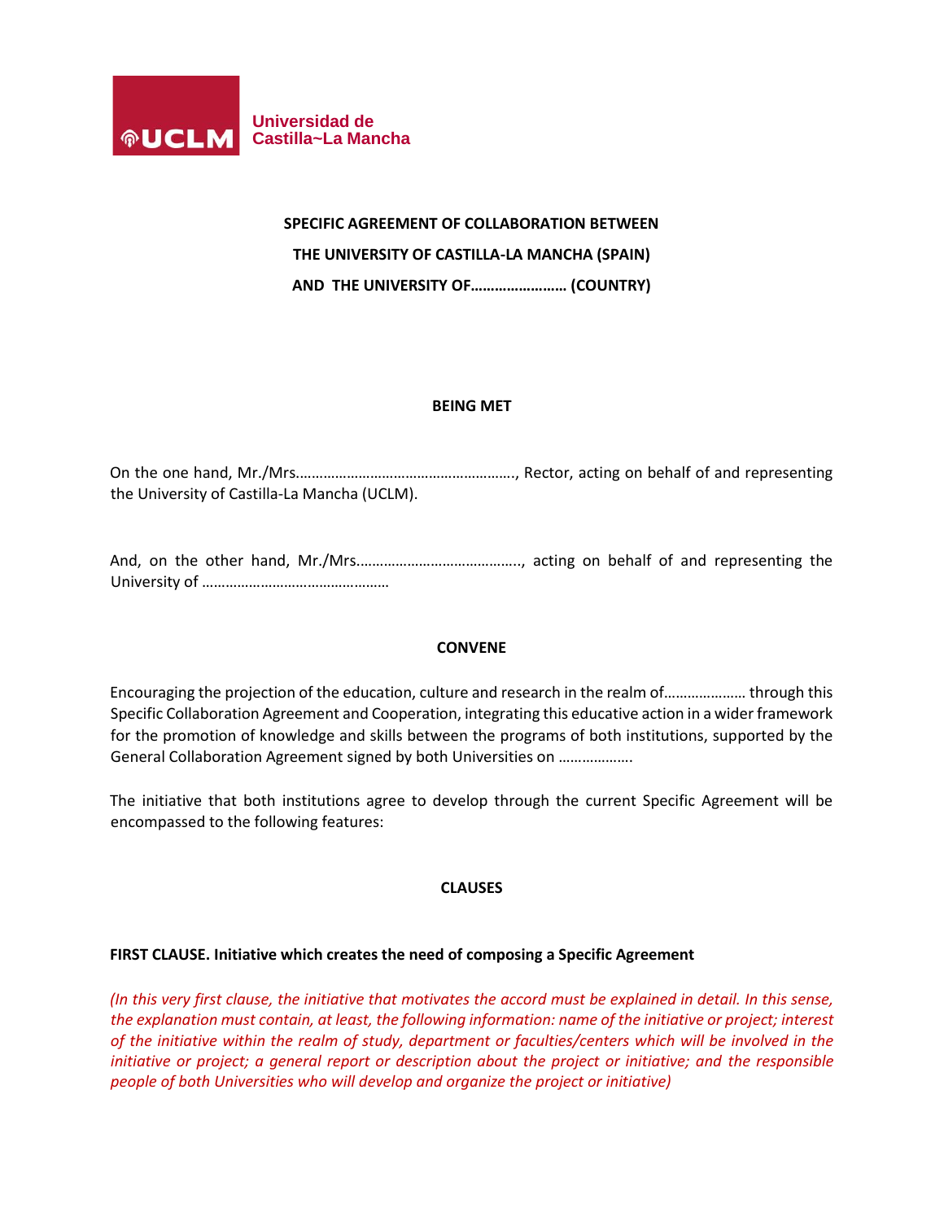Universidad de Castilla~La Mancha

**SPECIFIC AGREEMENT OF COLLABORATION BETWEEN**
**THE UNIVERSITY OF CASTILLA-LA MANCHA (SPAIN)**
**AND THE UNIVERSITY OF…………………… (COUNTRY)**

**BEING MET**

On the one hand, Mr./Mrs.………………………………………………., Rector, acting on behalf of and representing the University of Castilla-La Mancha (UCLM).

And, on the other hand, Mr./Mrs.…………………………………., acting on behalf of and representing the University of ………………………………………

**CONVENE**

Encouraging the projection of the education, culture and research in the realm of………………… through this Specific Collaboration Agreement and Cooperation, integrating this educative action in a wider framework for the promotion of knowledge and skills between the programs of both institutions, supported by the General Collaboration Agreement signed by both Universities on ……………….

The initiative that both institutions agree to develop through the current Specific Agreement will be encompassed to the following features:

**CLAUSES**

**FIRST CLAUSE. Initiative which creates the need of composing a Specific Agreement**

*(In this very first clause, the initiative that motivates the accord must be explained in detail. In this sense, the explanation must contain, at least, the following information: name of the initiative or project; interest of the initiative within the realm of study, department or faculties/centers which will be involved in the initiative or project; a general report or description about the project or initiative; and the responsible people of both Universities who will develop and organize the project or initiative)*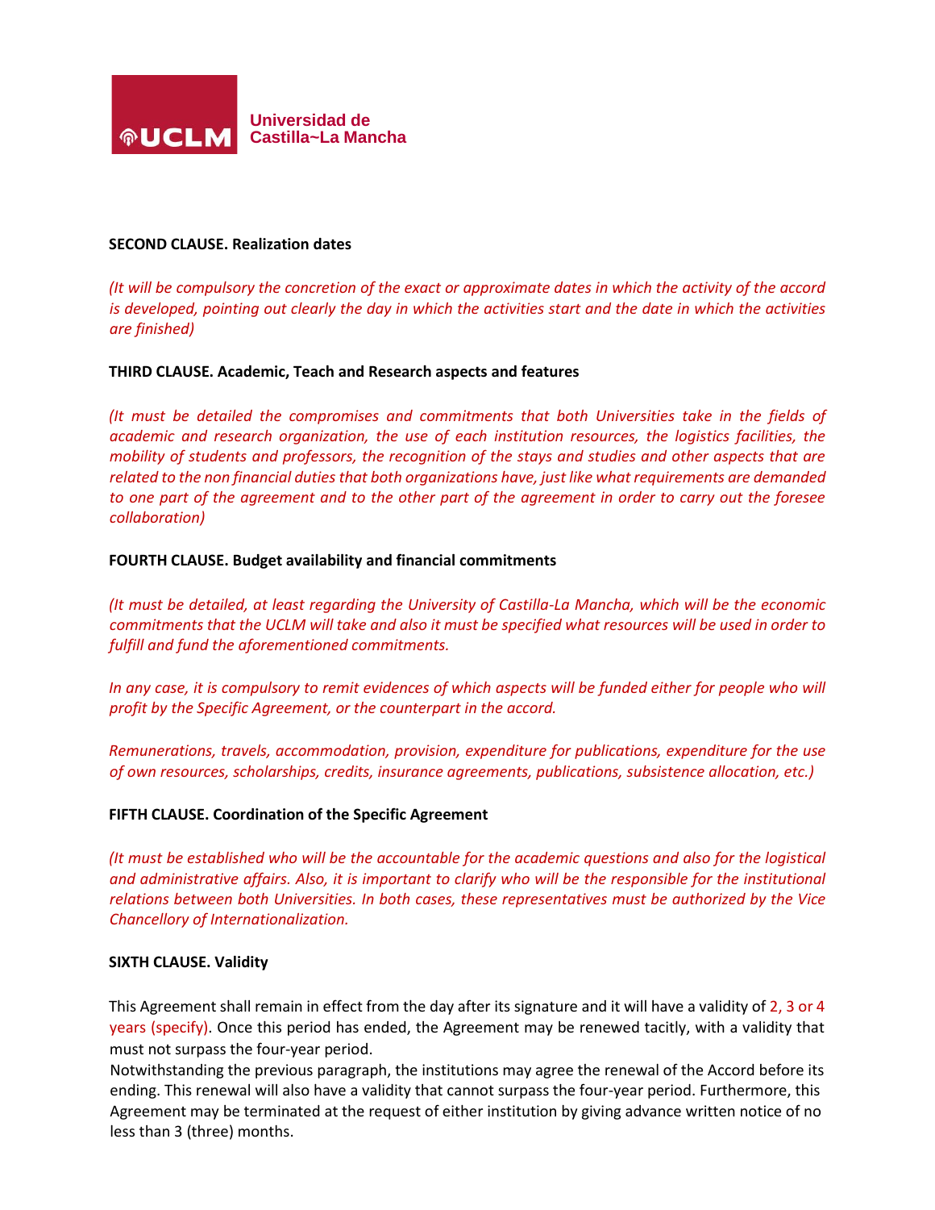**SECOND CLAUSE. Realization dates**

*(It will be compulsory the concretion of the exact or approximate dates in which the activity of the accord is developed, pointing out clearly the day in which the activities start and the date in which the activities are finished)*

**THIRD CLAUSE. Academic, Teach and Research aspects and features**

*(It must be detailed the compromises and commitments that both Universities take in the fields of academic and research organization, the use of each institution resources, the logistics facilities, the mobility of students and professors, the recognition of the stays and studies and other aspects that are related to the non financial duties that both organizations have, just like what requirements are demanded to one part of the agreement and to the other part of the agreement in order to carry out the foresee collaboration)*

**FOURTH CLAUSE. Budget availability and financial commitments**

*(It must be detailed, at least regarding the University of Castilla-La Mancha, which will be the economic commitments that the UCLM will take and also it must be specified what resources will be used in order to fulfill and fund the aforementioned commitments.*

*In any case, it is compulsory to remit evidences of which aspects will be funded either for people who will profit by the Specific Agreement, or the counterpart in the accord.*

*Remunerations, travels, accommodation, provision, expenditure for publications, expenditure for the use of own resources, scholarships, credits, insurance agreements, publications, subsistence allocation, etc.)*

**FIFTH CLAUSE. Coordination of the Specific Agreement**

*(It must be established who will be the accountable for the academic questions and also for the logistical and administrative affairs. Also, it is important to clarify who will be the responsible for the institutional relations between both Universities. In both cases, these representatives must be authorized by the Vice Chancellory of Internationalization.*

**SIXTH CLAUSE. Validity**

This Agreement shall remain in effect from the day after its signature and it will have a validity of 2, 3 or 4 years (specify). Once this period has ended, the Agreement may be renewed tacitly, with a validity that must not surpass the four-year period.

Notwithstanding the previous paragraph, the institutions may agree the renewal of the Accord before its ending. This renewal will also have a validity that cannot surpass the four-year period. Furthermore, this Agreement may be terminated at the request of either institution by giving advance written notice of no less than 3 (three) months.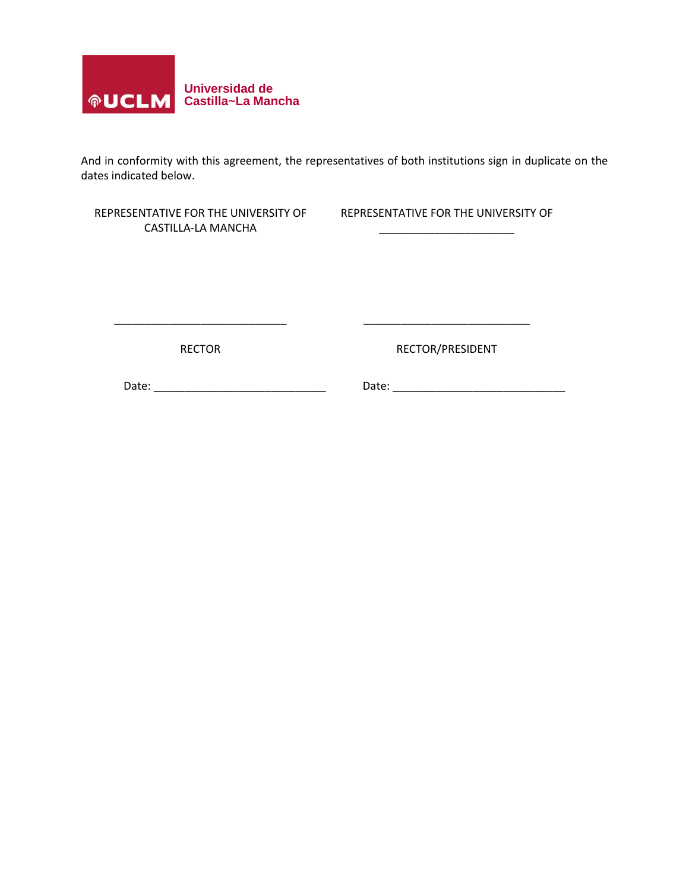Universidad de Castilla~La Mancha

And in conformity with this agreement, the representatives of both institutions sign in duplicate on the dates indicated below.

| | |
|---|---|
| REPRESENTATIVE FOR THE UNIVERSITY OF CASTILLA-LA MANCHA | REPRESENTATIVE FOR THE UNIVERSITY OF ______________________ |
| ____________________________ | ___________________________ |
| RECTOR | RECTOR/PRESIDENT |
| Date: ____________________________ | Date: ____________________________ |